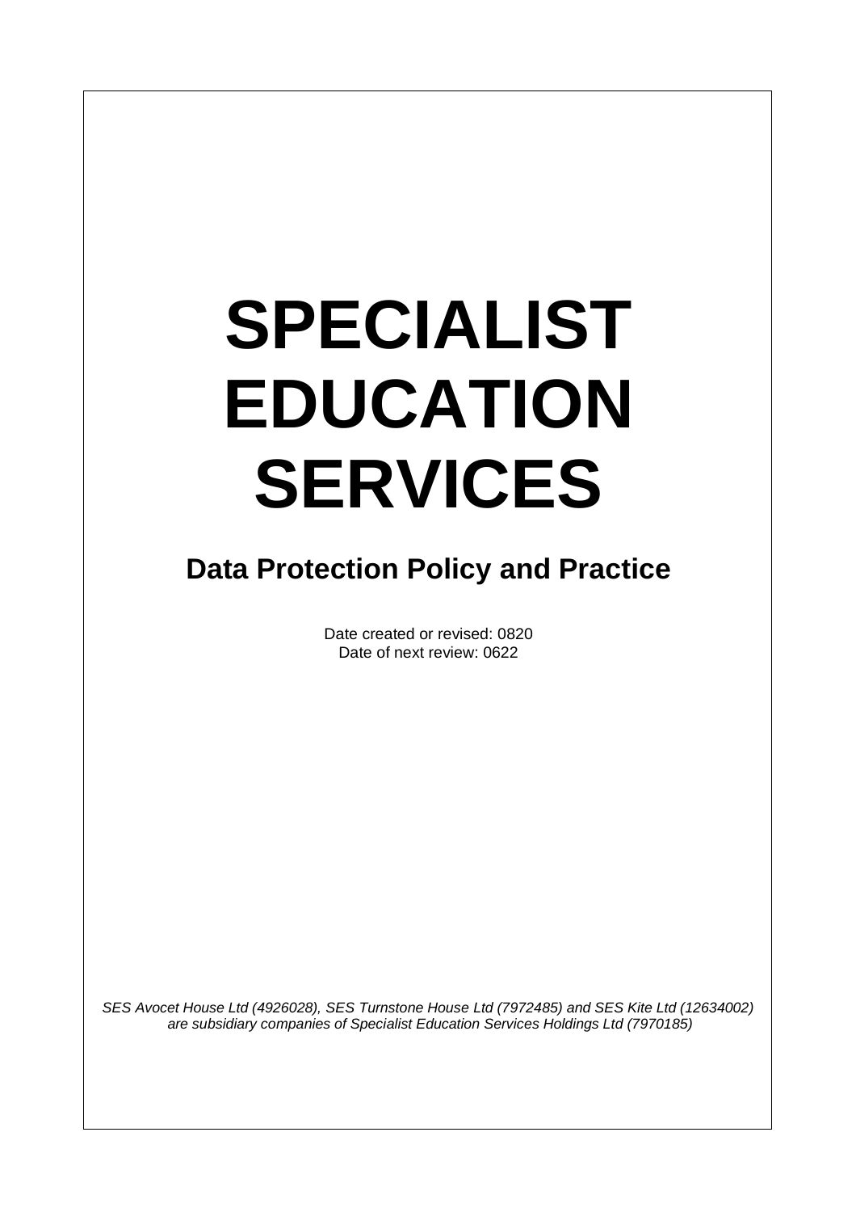# SPECIALIST EDUCATION SERVICES

## Data Protection Policy and Practice

Date created or revised: 0820
Date of next review: 0622

*SES Avocet House Ltd (4926028), SES Turnstone House Ltd (7972485) and SES Kite Ltd (12634002) are subsidiary companies of Specialist Education Services Holdings Ltd (7970185)*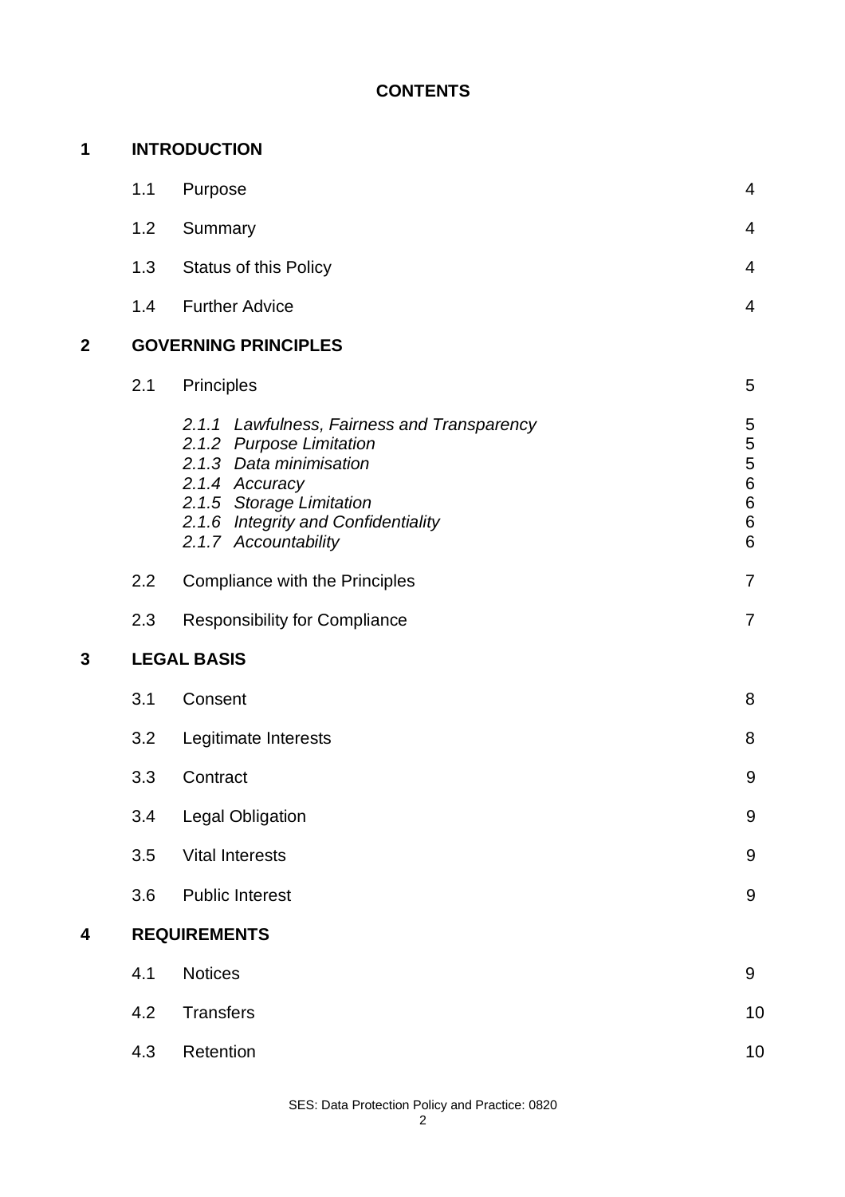# CONTENTS

| | | | |
|---|---|---|---|
| **1** | **INTRODUCTION** | | |
| | 1.1 | Purpose | 4 |
| | 1.2 | Summary | 4 |
| | 1.3 | Status of this Policy | 4 |
| | 1.4 | Further Advice | 4 |
| **2** | **GOVERNING PRINCIPLES** | | |
| | 2.1 | Principles | 5 |
| | | *2.1.1 Lawfulness, Fairness and Transparency* | 5 |
| | | *2.1.2 Purpose Limitation* | 5 |
| | | *2.1.3 Data minimisation* | 5 |
| | | *2.1.4 Accuracy* | 6 |
| | | *2.1.5 Storage Limitation* | 6 |
| | | *2.1.6 Integrity and Confidentiality* | 6 |
| | | *2.1.7 Accountability* | 6 |
| | 2.2 | Compliance with the Principles | 7 |
| | 2.3 | Responsibility for Compliance | 7 |
| **3** | **LEGAL BASIS** | | |
| | 3.1 | Consent | 8 |
| | 3.2 | Legitimate Interests | 8 |
| | 3.3 | Contract | 9 |
| | 3.4 | Legal Obligation | 9 |
| | 3.5 | Vital Interests | 9 |
| | 3.6 | Public Interest | 9 |
| **4** | **REQUIREMENTS** | | |
| | 4.1 | Notices | 9 |
| | 4.2 | Transfers | 10 |
| | 4.3 | Retention | 10 |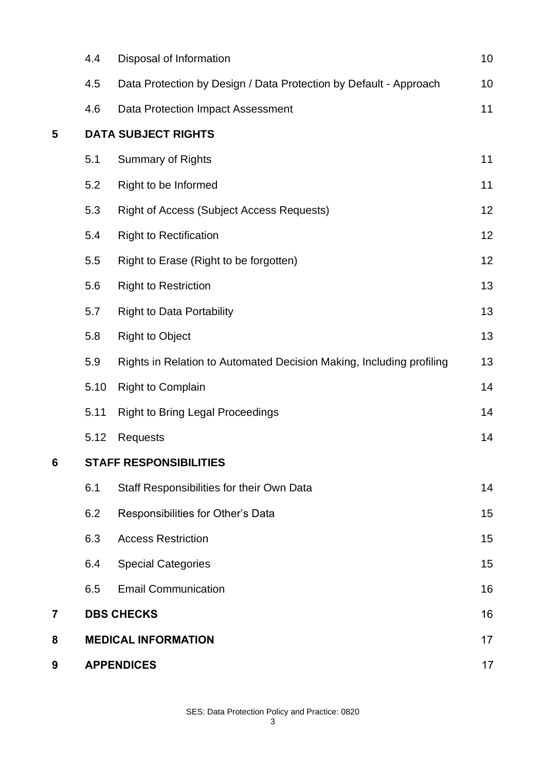| | | | |
|---|---|---|---|
| | 4.4 | Disposal of Information | 10 |
| | 4.5 | Data Protection by Design / Data Protection by Default - Approach | 10 |
| | 4.6 | Data Protection Impact Assessment | 11 |
| **5** | **DATA SUBJECT RIGHTS** | | |
| | 5.1 | Summary of Rights | 11 |
| | 5.2 | Right to be Informed | 11 |
| | 5.3 | Right of Access (Subject Access Requests) | 12 |
| | 5.4 | Right to Rectification | 12 |
| | 5.5 | Right to Erase (Right to be forgotten) | 12 |
| | 5.6 | Right to Restriction | 13 |
| | 5.7 | Right to Data Portability | 13 |
| | 5.8 | Right to Object | 13 |
| | 5.9 | Rights in Relation to Automated Decision Making, Including profiling | 13 |
| | 5.10 | Right to Complain | 14 |
| | 5.11 | Right to Bring Legal Proceedings | 14 |
| | 5.12 | Requests | 14 |
| **6** | **STAFF RESPONSIBILITIES** | | |
| | 6.1 | Staff Responsibilities for their Own Data | 14 |
| | 6.2 | Responsibilities for Other's Data | 15 |
| | 6.3 | Access Restriction | 15 |
| | 6.4 | Special Categories | 15 |
| | 6.5 | Email Communication | 16 |
| **7** | **DBS CHECKS** | | 16 |
| **8** | **MEDICAL INFORMATION** | | 17 |
| **9** | **APPENDICES** | | 17 |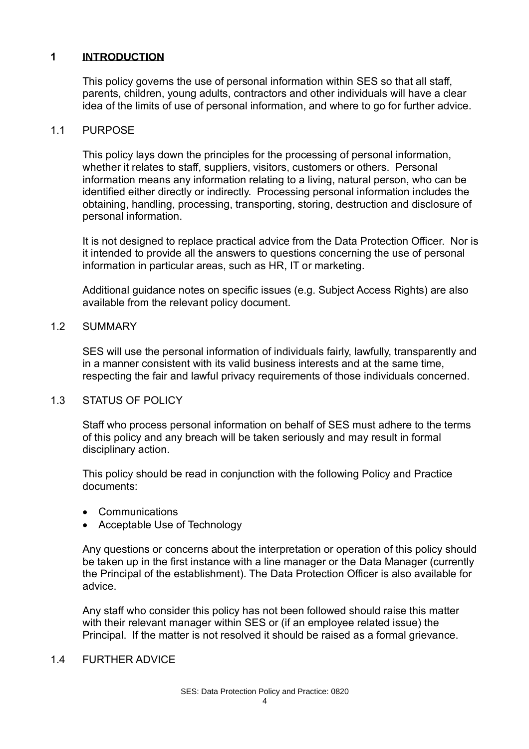## 1 **INTRODUCTION**

This policy governs the use of personal information within SES so that all staff, parents, children, young adults, contractors and other individuals will have a clear idea of the limits of use of personal information, and where to go for further advice.

### 1.1 PURPOSE

This policy lays down the principles for the processing of personal information, whether it relates to staff, suppliers, visitors, customers or others. Personal information means any information relating to a living, natural person, who can be identified either directly or indirectly. Processing personal information includes the obtaining, handling, processing, transporting, storing, destruction and disclosure of personal information.

It is not designed to replace practical advice from the Data Protection Officer. Nor is it intended to provide all the answers to questions concerning the use of personal information in particular areas, such as HR, IT or marketing.

Additional guidance notes on specific issues (e.g. Subject Access Rights) are also available from the relevant policy document.

### 1.2 SUMMARY

SES will use the personal information of individuals fairly, lawfully, transparently and in a manner consistent with its valid business interests and at the same time, respecting the fair and lawful privacy requirements of those individuals concerned.

### 1.3 STATUS OF POLICY

Staff who process personal information on behalf of SES must adhere to the terms of this policy and any breach will be taken seriously and may result in formal disciplinary action.

This policy should be read in conjunction with the following Policy and Practice documents:

- Communications
- Acceptable Use of Technology

Any questions or concerns about the interpretation or operation of this policy should be taken up in the first instance with a line manager or the Data Manager (currently the Principal of the establishment). The Data Protection Officer is also available for advice.

Any staff who consider this policy has not been followed should raise this matter with their relevant manager within SES or (if an employee related issue) the Principal. If the matter is not resolved it should be raised as a formal grievance.

### 1.4 FURTHER ADVICE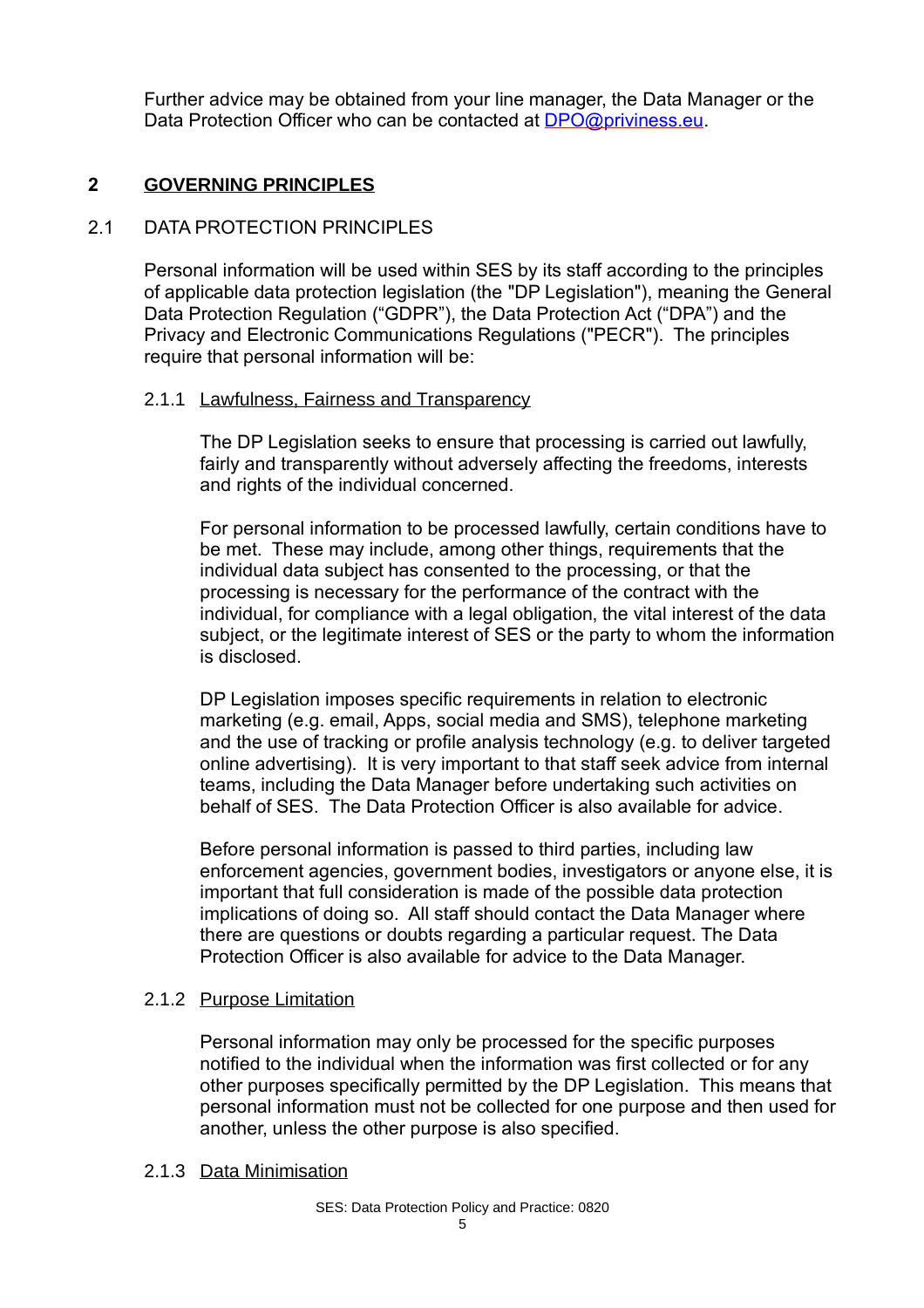Further advice may be obtained from your line manager, the Data Manager or the Data Protection Officer who can be contacted at DPO@priviness.eu.

## 2 GOVERNING PRINCIPLES

### 2.1 DATA PROTECTION PRINCIPLES

Personal information will be used within SES by its staff according to the principles of applicable data protection legislation (the "DP Legislation"), meaning the General Data Protection Regulation ("GDPR"), the Data Protection Act ("DPA") and the Privacy and Electronic Communications Regulations ("PECR"). The principles require that personal information will be:

#### 2.1.1 Lawfulness, Fairness and Transparency

The DP Legislation seeks to ensure that processing is carried out lawfully, fairly and transparently without adversely affecting the freedoms, interests and rights of the individual concerned.

For personal information to be processed lawfully, certain conditions have to be met. These may include, among other things, requirements that the individual data subject has consented to the processing, or that the processing is necessary for the performance of the contract with the individual, for compliance with a legal obligation, the vital interest of the data subject, or the legitimate interest of SES or the party to whom the information is disclosed.

DP Legislation imposes specific requirements in relation to electronic marketing (e.g. email, Apps, social media and SMS), telephone marketing and the use of tracking or profile analysis technology (e.g. to deliver targeted online advertising). It is very important to that staff seek advice from internal teams, including the Data Manager before undertaking such activities on behalf of SES. The Data Protection Officer is also available for advice.

Before personal information is passed to third parties, including law enforcement agencies, government bodies, investigators or anyone else, it is important that full consideration is made of the possible data protection implications of doing so. All staff should contact the Data Manager where there are questions or doubts regarding a particular request. The Data Protection Officer is also available for advice to the Data Manager.

#### 2.1.2 Purpose Limitation

Personal information may only be processed for the specific purposes notified to the individual when the information was first collected or for any other purposes specifically permitted by the DP Legislation. This means that personal information must not be collected for one purpose and then used for another, unless the other purpose is also specified.

#### 2.1.3 Data Minimisation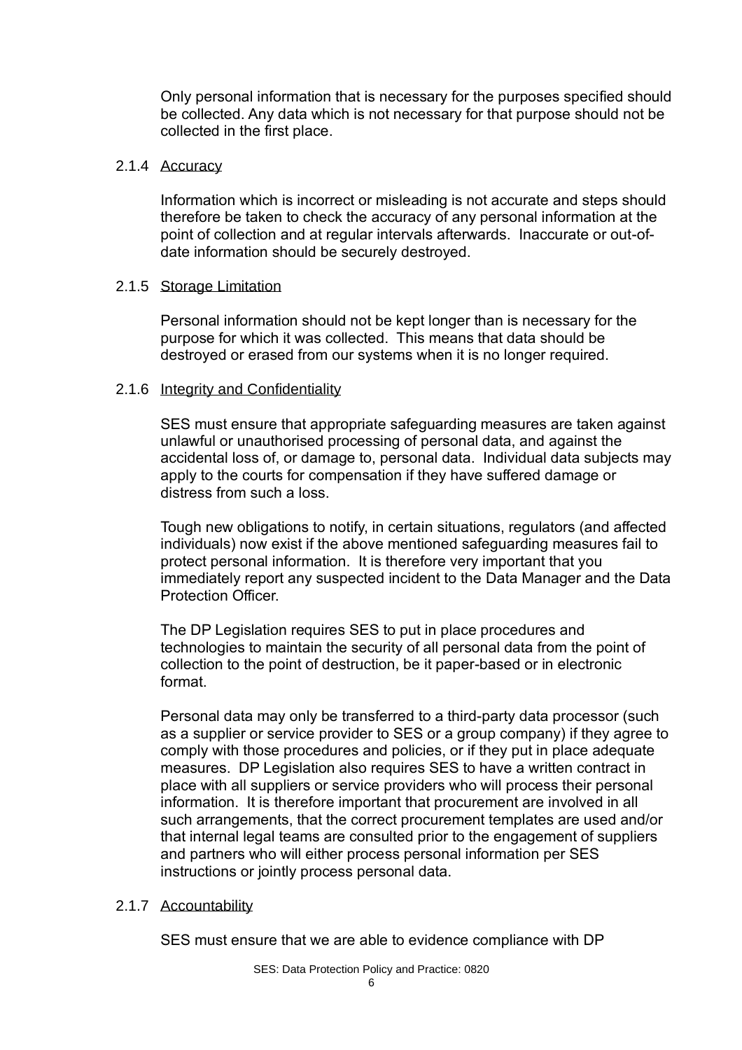Only personal information that is necessary for the purposes specified should be collected. Any data which is not necessary for that purpose should not be collected in the first place.

#### 2.1.4 Accuracy

Information which is incorrect or misleading is not accurate and steps should therefore be taken to check the accuracy of any personal information at the point of collection and at regular intervals afterwards. Inaccurate or out-of-date information should be securely destroyed.

#### 2.1.5 Storage Limitation

Personal information should not be kept longer than is necessary for the purpose for which it was collected. This means that data should be destroyed or erased from our systems when it is no longer required.

#### 2.1.6 Integrity and Confidentiality

SES must ensure that appropriate safeguarding measures are taken against unlawful or unauthorised processing of personal data, and against the accidental loss of, or damage to, personal data. Individual data subjects may apply to the courts for compensation if they have suffered damage or distress from such a loss.

Tough new obligations to notify, in certain situations, regulators (and affected individuals) now exist if the above mentioned safeguarding measures fail to protect personal information. It is therefore very important that you immediately report any suspected incident to the Data Manager and the Data Protection Officer.

The DP Legislation requires SES to put in place procedures and technologies to maintain the security of all personal data from the point of collection to the point of destruction, be it paper-based or in electronic format.

Personal data may only be transferred to a third-party data processor (such as a supplier or service provider to SES or a group company) if they agree to comply with those procedures and policies, or if they put in place adequate measures. DP Legislation also requires SES to have a written contract in place with all suppliers or service providers who will process their personal information. It is therefore important that procurement are involved in all such arrangements, that the correct procurement templates are used and/or that internal legal teams are consulted prior to the engagement of suppliers and partners who will either process personal information per SES instructions or jointly process personal data.

#### 2.1.7 Accountability

SES must ensure that we are able to evidence compliance with DP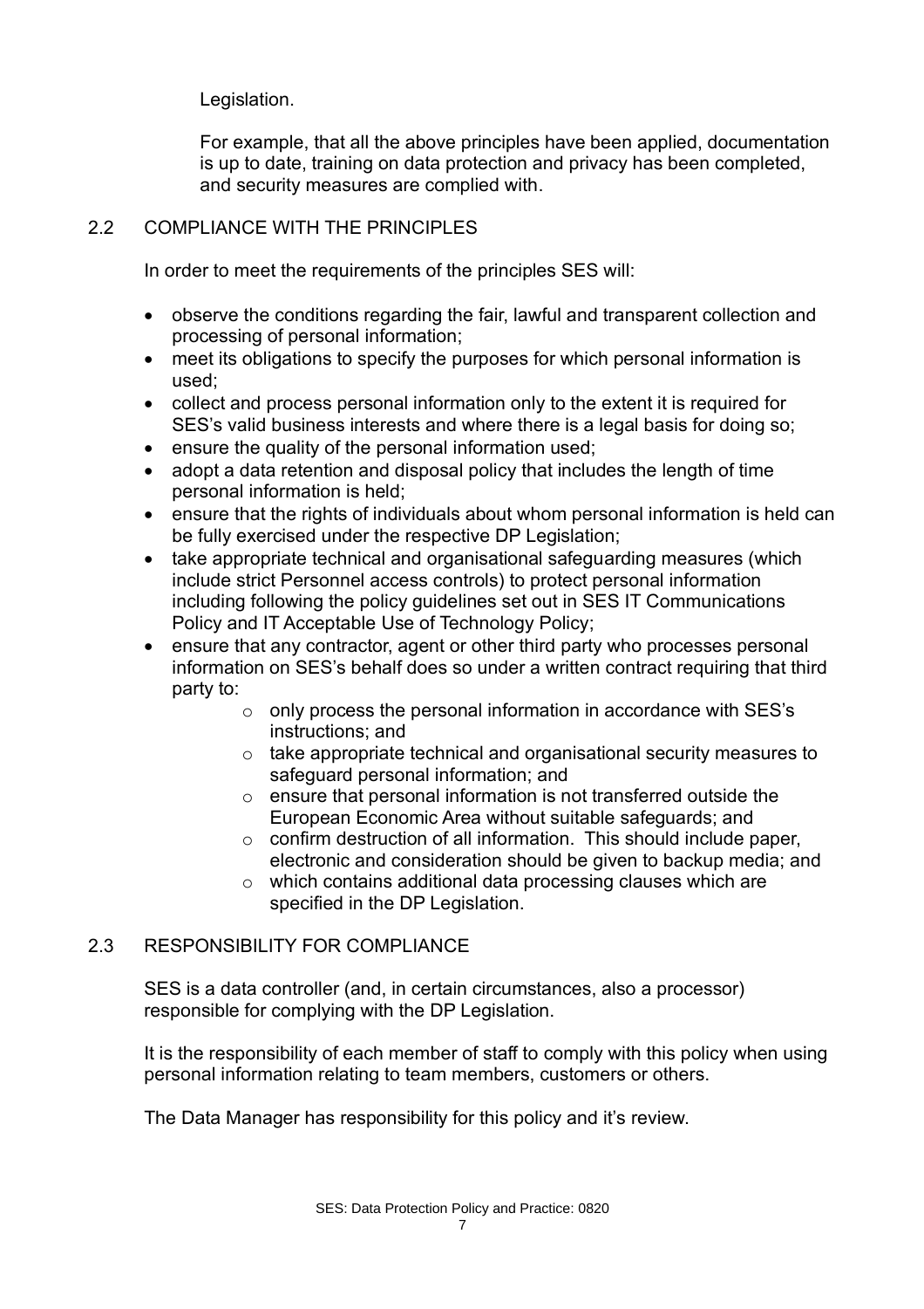Legislation.

For example, that all the above principles have been applied, documentation is up to date, training on data protection and privacy has been completed, and security measures are complied with.

## 2.2 COMPLIANCE WITH THE PRINCIPLES

In order to meet the requirements of the principles SES will:

- observe the conditions regarding the fair, lawful and transparent collection and processing of personal information;
- meet its obligations to specify the purposes for which personal information is used;
- collect and process personal information only to the extent it is required for SES's valid business interests and where there is a legal basis for doing so;
- ensure the quality of the personal information used;
- adopt a data retention and disposal policy that includes the length of time personal information is held;
- ensure that the rights of individuals about whom personal information is held can be fully exercised under the respective DP Legislation;
- take appropriate technical and organisational safeguarding measures (which include strict Personnel access controls) to protect personal information including following the policy guidelines set out in SES IT Communications Policy and IT Acceptable Use of Technology Policy;
- ensure that any contractor, agent or other third party who processes personal information on SES's behalf does so under a written contract requiring that third party to:
    - only process the personal information in accordance with SES's instructions; and
    - take appropriate technical and organisational security measures to safeguard personal information; and
    - ensure that personal information is not transferred outside the European Economic Area without suitable safeguards; and
    - confirm destruction of all information. This should include paper, electronic and consideration should be given to backup media; and
    - which contains additional data processing clauses which are specified in the DP Legislation.

## 2.3 RESPONSIBILITY FOR COMPLIANCE

SES is a data controller (and, in certain circumstances, also a processor) responsible for complying with the DP Legislation.

It is the responsibility of each member of staff to comply with this policy when using personal information relating to team members, customers or others.

The Data Manager has responsibility for this policy and it's review.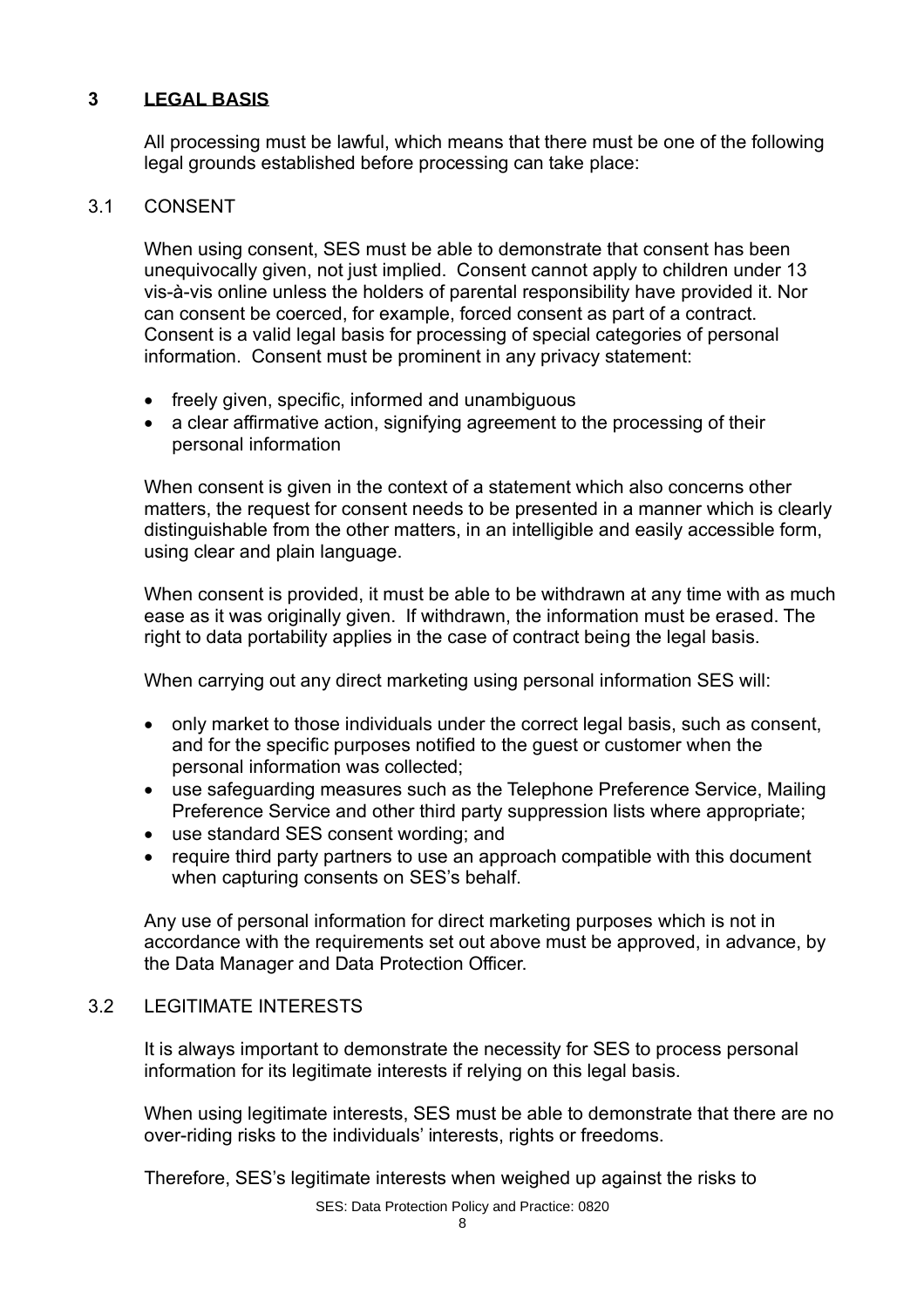## 3 LEGAL BASIS

All processing must be lawful, which means that there must be one of the following legal grounds established before processing can take place:

### 3.1 CONSENT

When using consent, SES must be able to demonstrate that consent has been unequivocally given, not just implied. Consent cannot apply to children under 13 vis-à-vis online unless the holders of parental responsibility have provided it. Nor can consent be coerced, for example, forced consent as part of a contract. Consent is a valid legal basis for processing of special categories of personal information. Consent must be prominent in any privacy statement:

- freely given, specific, informed and unambiguous
- a clear affirmative action, signifying agreement to the processing of their personal information

When consent is given in the context of a statement which also concerns other matters, the request for consent needs to be presented in a manner which is clearly distinguishable from the other matters, in an intelligible and easily accessible form, using clear and plain language.

When consent is provided, it must be able to be withdrawn at any time with as much ease as it was originally given. If withdrawn, the information must be erased. The right to data portability applies in the case of contract being the legal basis.

When carrying out any direct marketing using personal information SES will:

- only market to those individuals under the correct legal basis, such as consent, and for the specific purposes notified to the guest or customer when the personal information was collected;
- use safeguarding measures such as the Telephone Preference Service, Mailing Preference Service and other third party suppression lists where appropriate;
- use standard SES consent wording; and
- require third party partners to use an approach compatible with this document when capturing consents on SES's behalf.

Any use of personal information for direct marketing purposes which is not in accordance with the requirements set out above must be approved, in advance, by the Data Manager and Data Protection Officer.

### 3.2 LEGITIMATE INTERESTS

It is always important to demonstrate the necessity for SES to process personal information for its legitimate interests if relying on this legal basis.

When using legitimate interests, SES must be able to demonstrate that there are no over-riding risks to the individuals' interests, rights or freedoms.

Therefore, SES's legitimate interests when weighed up against the risks to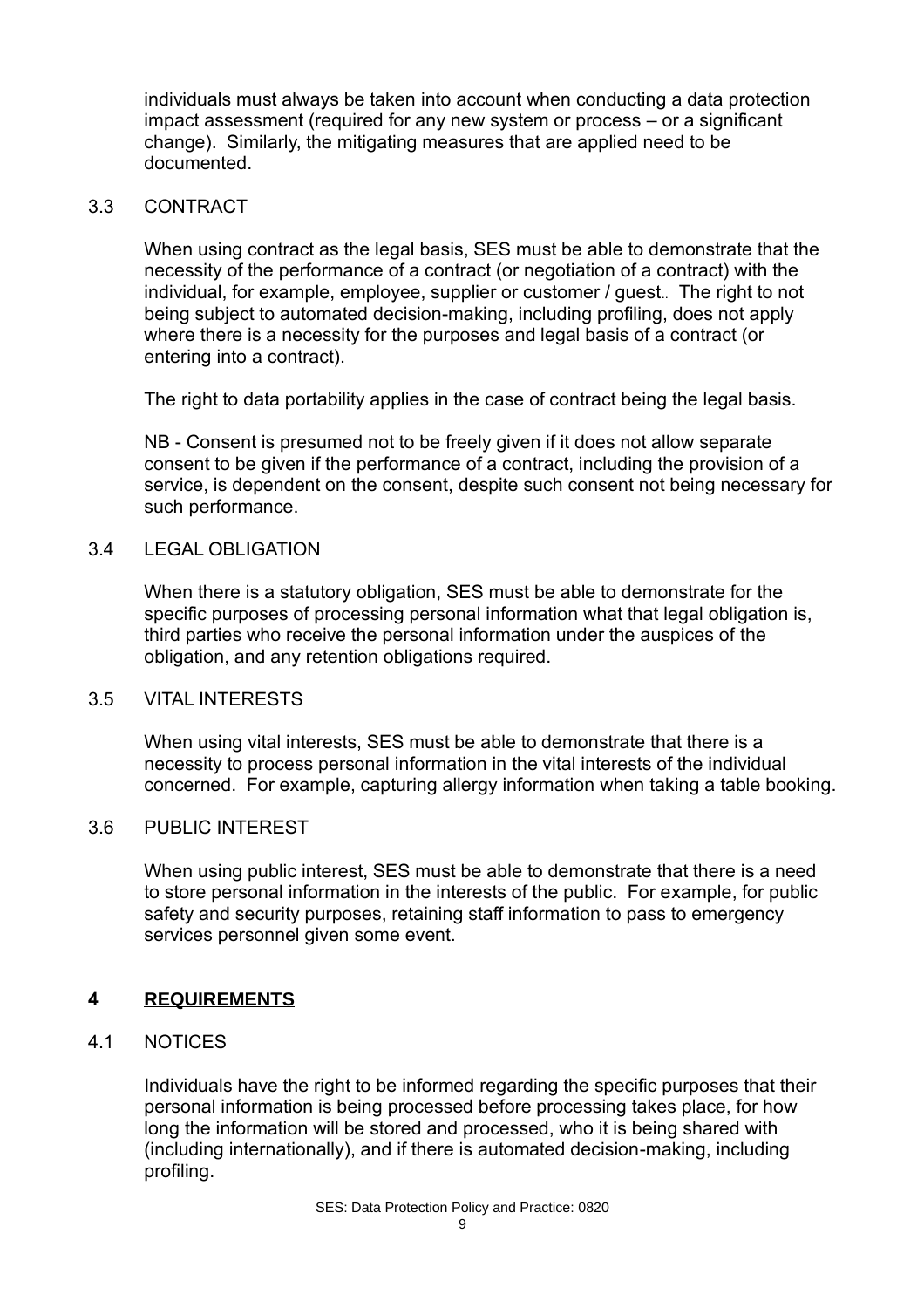individuals must always be taken into account when conducting a data protection impact assessment (required for any new system or process – or a significant change). Similarly, the mitigating measures that are applied need to be documented.

### 3.3 CONTRACT

When using contract as the legal basis, SES must be able to demonstrate that the necessity of the performance of a contract (or negotiation of a contract) with the individual, for example, employee, supplier or customer / guest.. The right to not being subject to automated decision-making, including profiling, does not apply where there is a necessity for the purposes and legal basis of a contract (or entering into a contract).

The right to data portability applies in the case of contract being the legal basis.

NB - Consent is presumed not to be freely given if it does not allow separate consent to be given if the performance of a contract, including the provision of a service, is dependent on the consent, despite such consent not being necessary for such performance.

### 3.4 LEGAL OBLIGATION

When there is a statutory obligation, SES must be able to demonstrate for the specific purposes of processing personal information what that legal obligation is, third parties who receive the personal information under the auspices of the obligation, and any retention obligations required.

### 3.5 VITAL INTERESTS

When using vital interests, SES must be able to demonstrate that there is a necessity to process personal information in the vital interests of the individual concerned. For example, capturing allergy information when taking a table booking.

### 3.6 PUBLIC INTEREST

When using public interest, SES must be able to demonstrate that there is a need to store personal information in the interests of the public. For example, for public safety and security purposes, retaining staff information to pass to emergency services personnel given some event.

## 4 REQUIREMENTS

### 4.1 NOTICES

Individuals have the right to be informed regarding the specific purposes that their personal information is being processed before processing takes place, for how long the information will be stored and processed, who it is being shared with (including internationally), and if there is automated decision-making, including profiling.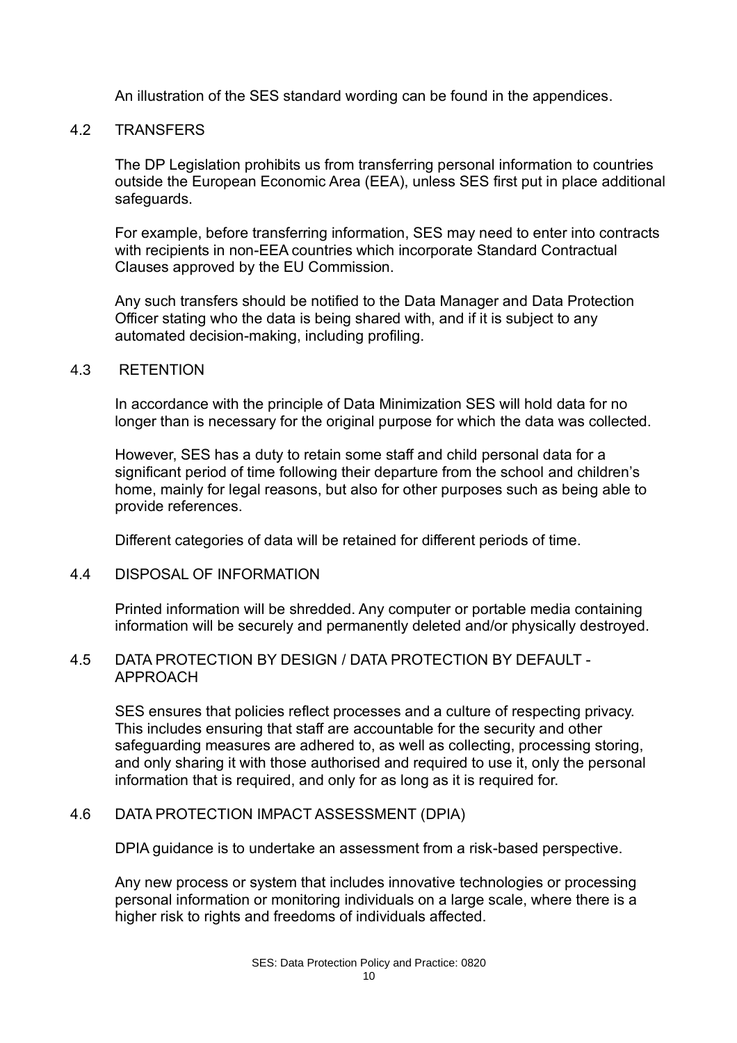An illustration of the SES standard wording can be found in the appendices.

### 4.2 TRANSFERS

The DP Legislation prohibits us from transferring personal information to countries outside the European Economic Area (EEA), unless SES first put in place additional safeguards.

For example, before transferring information, SES may need to enter into contracts with recipients in non-EEA countries which incorporate Standard Contractual Clauses approved by the EU Commission.

Any such transfers should be notified to the Data Manager and Data Protection Officer stating who the data is being shared with, and if it is subject to any automated decision-making, including profiling.

### 4.3 RETENTION

In accordance with the principle of Data Minimization SES will hold data for no longer than is necessary for the original purpose for which the data was collected.

However, SES has a duty to retain some staff and child personal data for a significant period of time following their departure from the school and children's home, mainly for legal reasons, but also for other purposes such as being able to provide references.

Different categories of data will be retained for different periods of time.

### 4.4 DISPOSAL OF INFORMATION

Printed information will be shredded. Any computer or portable media containing information will be securely and permanently deleted and/or physically destroyed.

### 4.5 DATA PROTECTION BY DESIGN / DATA PROTECTION BY DEFAULT - APPROACH

SES ensures that policies reflect processes and a culture of respecting privacy. This includes ensuring that staff are accountable for the security and other safeguarding measures are adhered to, as well as collecting, processing storing, and only sharing it with those authorised and required to use it, only the personal information that is required, and only for as long as it is required for.

### 4.6 DATA PROTECTION IMPACT ASSESSMENT (DPIA)

DPIA guidance is to undertake an assessment from a risk-based perspective.

Any new process or system that includes innovative technologies or processing personal information or monitoring individuals on a large scale, where there is a higher risk to rights and freedoms of individuals affected.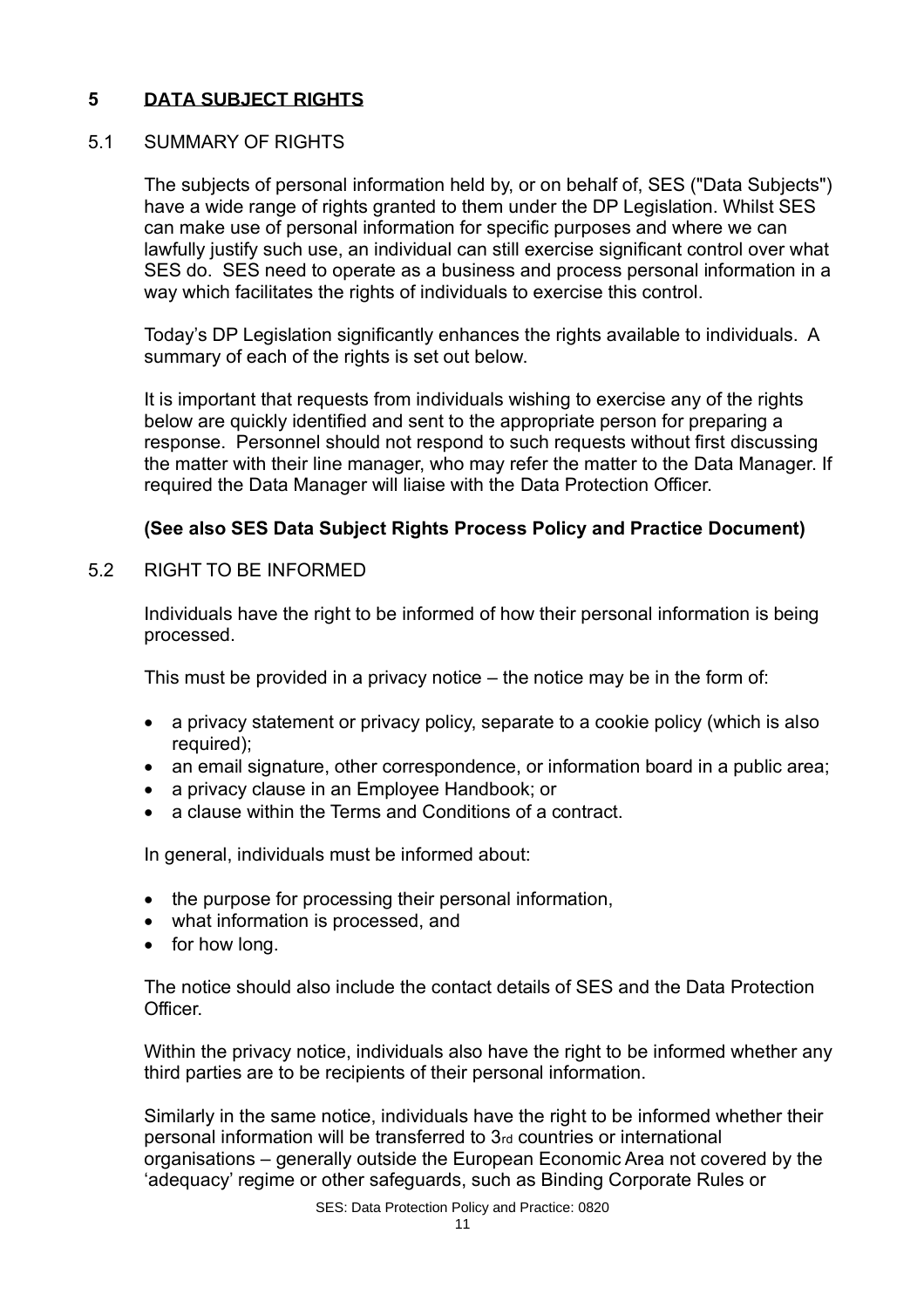## 5 DATA SUBJECT RIGHTS

### 5.1 SUMMARY OF RIGHTS

The subjects of personal information held by, or on behalf of, SES ("Data Subjects") have a wide range of rights granted to them under the DP Legislation. Whilst SES can make use of personal information for specific purposes and where we can lawfully justify such use, an individual can still exercise significant control over what SES do. SES need to operate as a business and process personal information in a way which facilitates the rights of individuals to exercise this control.

Today's DP Legislation significantly enhances the rights available to individuals. A summary of each of the rights is set out below.

It is important that requests from individuals wishing to exercise any of the rights below are quickly identified and sent to the appropriate person for preparing a response. Personnel should not respond to such requests without first discussing the matter with their line manager, who may refer the matter to the Data Manager. If required the Data Manager will liaise with the Data Protection Officer.

**(See also SES Data Subject Rights Process Policy and Practice Document)**

### 5.2 RIGHT TO BE INFORMED

Individuals have the right to be informed of how their personal information is being processed.

This must be provided in a privacy notice – the notice may be in the form of:

- a privacy statement or privacy policy, separate to a cookie policy (which is also required);
- an email signature, other correspondence, or information board in a public area;
- a privacy clause in an Employee Handbook; or
- a clause within the Terms and Conditions of a contract.

In general, individuals must be informed about:

- the purpose for processing their personal information,
- what information is processed, and
- for how long.

The notice should also include the contact details of SES and the Data Protection Officer.

Within the privacy notice, individuals also have the right to be informed whether any third parties are to be recipients of their personal information.

Similarly in the same notice, individuals have the right to be informed whether their personal information will be transferred to 3rd countries or international organisations – generally outside the European Economic Area not covered by the 'adequacy' regime or other safeguards, such as Binding Corporate Rules or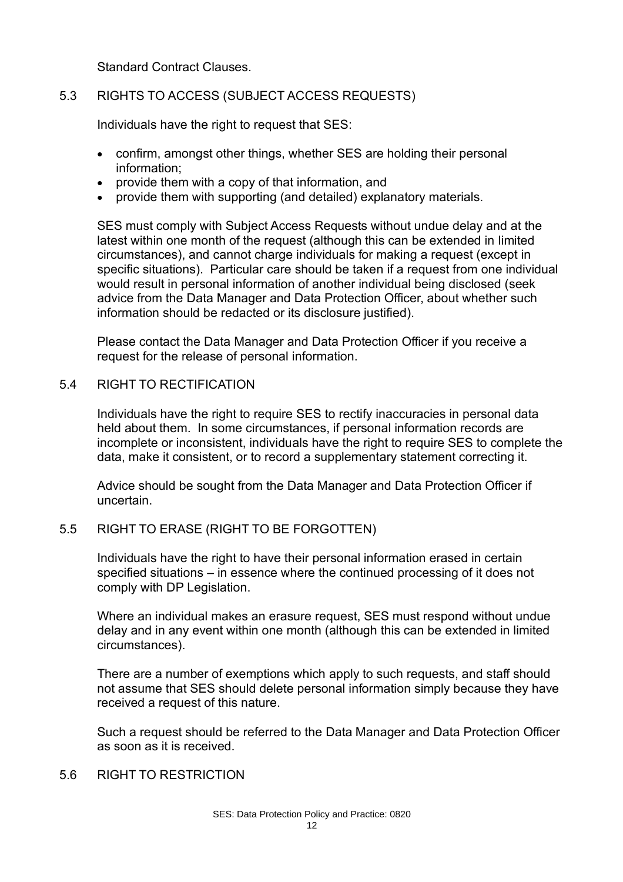Standard Contract Clauses.

### 5.3 RIGHTS TO ACCESS (SUBJECT ACCESS REQUESTS)

Individuals have the right to request that SES:

- confirm, amongst other things, whether SES are holding their personal information;
- provide them with a copy of that information, and
- provide them with supporting (and detailed) explanatory materials.

SES must comply with Subject Access Requests without undue delay and at the latest within one month of the request (although this can be extended in limited circumstances), and cannot charge individuals for making a request (except in specific situations). Particular care should be taken if a request from one individual would result in personal information of another individual being disclosed (seek advice from the Data Manager and Data Protection Officer, about whether such information should be redacted or its disclosure justified).

Please contact the Data Manager and Data Protection Officer if you receive a request for the release of personal information.

### 5.4 RIGHT TO RECTIFICATION

Individuals have the right to require SES to rectify inaccuracies in personal data held about them. In some circumstances, if personal information records are incomplete or inconsistent, individuals have the right to require SES to complete the data, make it consistent, or to record a supplementary statement correcting it.

Advice should be sought from the Data Manager and Data Protection Officer if uncertain.

### 5.5 RIGHT TO ERASE (RIGHT TO BE FORGOTTEN)

Individuals have the right to have their personal information erased in certain specified situations – in essence where the continued processing of it does not comply with DP Legislation.

Where an individual makes an erasure request, SES must respond without undue delay and in any event within one month (although this can be extended in limited circumstances).

There are a number of exemptions which apply to such requests, and staff should not assume that SES should delete personal information simply because they have received a request of this nature.

Such a request should be referred to the Data Manager and Data Protection Officer as soon as it is received.

### 5.6 RIGHT TO RESTRICTION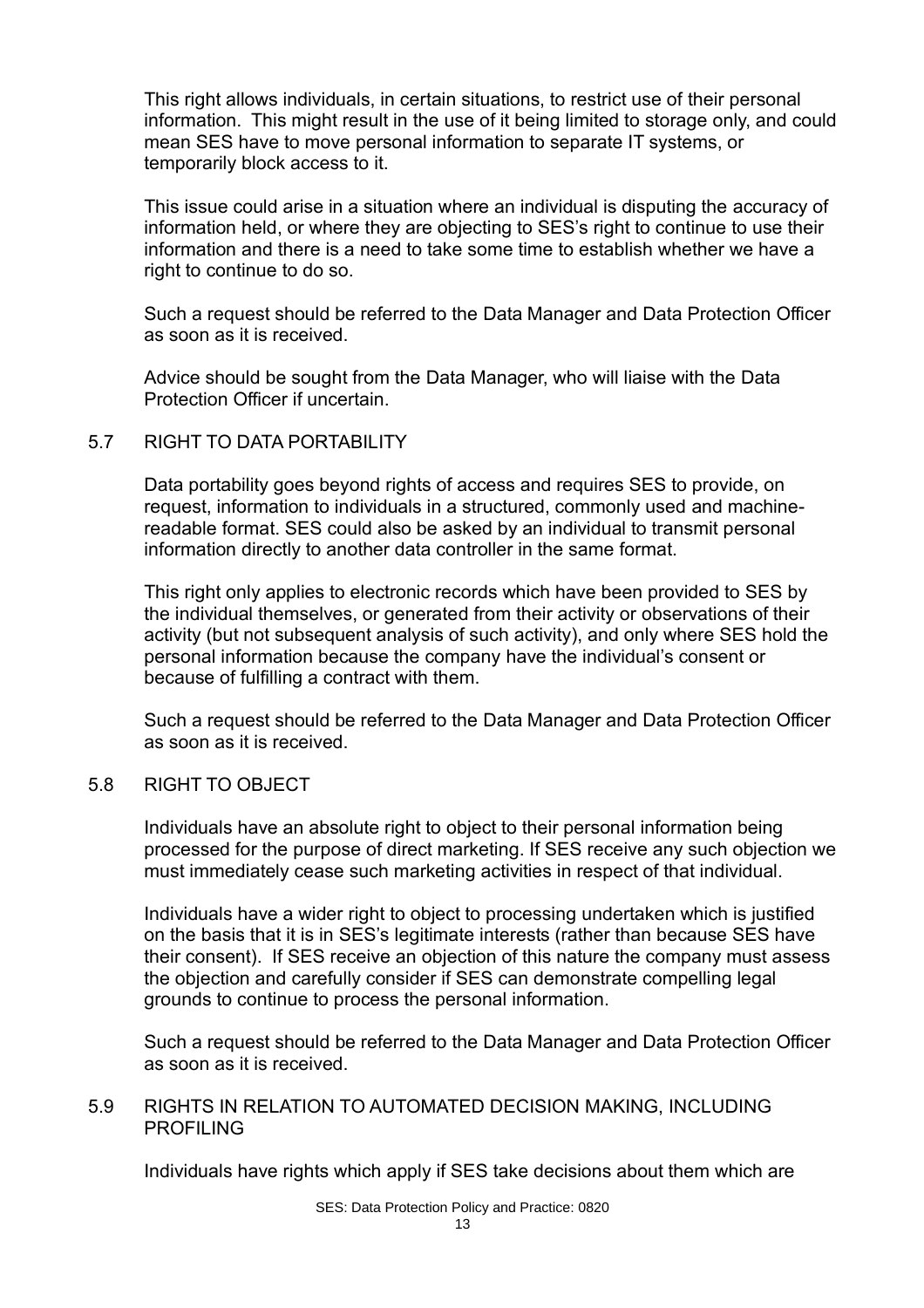This right allows individuals, in certain situations, to restrict use of their personal information. This might result in the use of it being limited to storage only, and could mean SES have to move personal information to separate IT systems, or temporarily block access to it.

This issue could arise in a situation where an individual is disputing the accuracy of information held, or where they are objecting to SES's right to continue to use their information and there is a need to take some time to establish whether we have a right to continue to do so.

Such a request should be referred to the Data Manager and Data Protection Officer as soon as it is received.

Advice should be sought from the Data Manager, who will liaise with the Data Protection Officer if uncertain.

### 5.7 RIGHT TO DATA PORTABILITY

Data portability goes beyond rights of access and requires SES to provide, on request, information to individuals in a structured, commonly used and machine-readable format. SES could also be asked by an individual to transmit personal information directly to another data controller in the same format.

This right only applies to electronic records which have been provided to SES by the individual themselves, or generated from their activity or observations of their activity (but not subsequent analysis of such activity), and only where SES hold the personal information because the company have the individual's consent or because of fulfilling a contract with them.

Such a request should be referred to the Data Manager and Data Protection Officer as soon as it is received.

### 5.8 RIGHT TO OBJECT

Individuals have an absolute right to object to their personal information being processed for the purpose of direct marketing. If SES receive any such objection we must immediately cease such marketing activities in respect of that individual.

Individuals have a wider right to object to processing undertaken which is justified on the basis that it is in SES's legitimate interests (rather than because SES have their consent). If SES receive an objection of this nature the company must assess the objection and carefully consider if SES can demonstrate compelling legal grounds to continue to process the personal information.

Such a request should be referred to the Data Manager and Data Protection Officer as soon as it is received.

### 5.9 RIGHTS IN RELATION TO AUTOMATED DECISION MAKING, INCLUDING PROFILING

Individuals have rights which apply if SES take decisions about them which are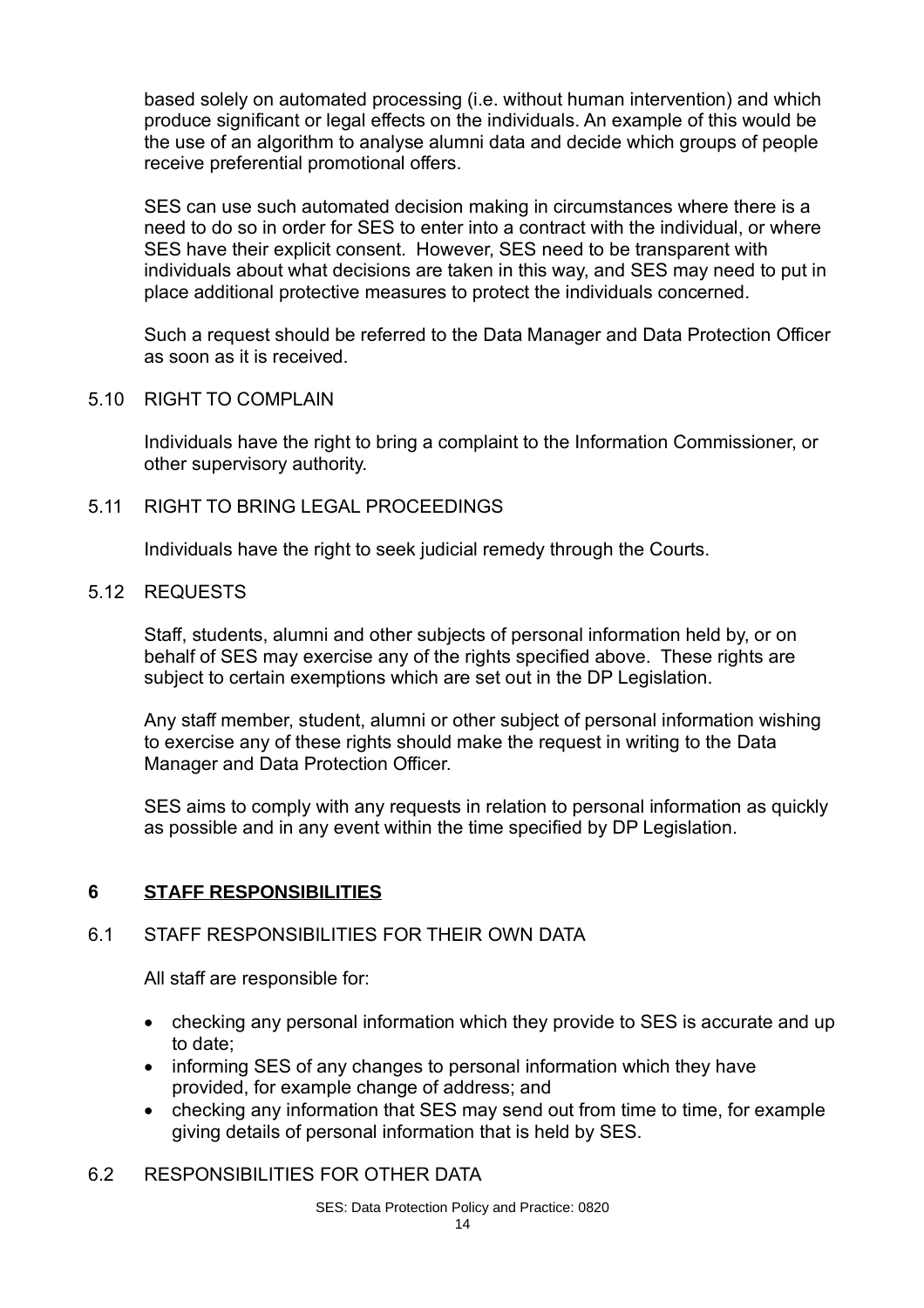based solely on automated processing (i.e. without human intervention) and which produce significant or legal effects on the individuals. An example of this would be the use of an algorithm to analyse alumni data and decide which groups of people receive preferential promotional offers.

SES can use such automated decision making in circumstances where there is a need to do so in order for SES to enter into a contract with the individual, or where SES have their explicit consent. However, SES need to be transparent with individuals about what decisions are taken in this way, and SES may need to put in place additional protective measures to protect the individuals concerned.

Such a request should be referred to the Data Manager and Data Protection Officer as soon as it is received.

5.10 RIGHT TO COMPLAIN

Individuals have the right to bring a complaint to the Information Commissioner, or other supervisory authority.

5.11 RIGHT TO BRING LEGAL PROCEEDINGS

Individuals have the right to seek judicial remedy through the Courts.

5.12 REQUESTS

Staff, students, alumni and other subjects of personal information held by, or on behalf of SES may exercise any of the rights specified above. These rights are subject to certain exemptions which are set out in the DP Legislation.

Any staff member, student, alumni or other subject of personal information wishing to exercise any of these rights should make the request in writing to the Data Manager and Data Protection Officer.

SES aims to comply with any requests in relation to personal information as quickly as possible and in any event within the time specified by DP Legislation.

## 6 STAFF RESPONSIBILITIES

6.1 STAFF RESPONSIBILITIES FOR THEIR OWN DATA

All staff are responsible for:

- checking any personal information which they provide to SES is accurate and up to date;
- informing SES of any changes to personal information which they have provided, for example change of address; and
- checking any information that SES may send out from time to time, for example giving details of personal information that is held by SES.

6.2 RESPONSIBILITIES FOR OTHER DATA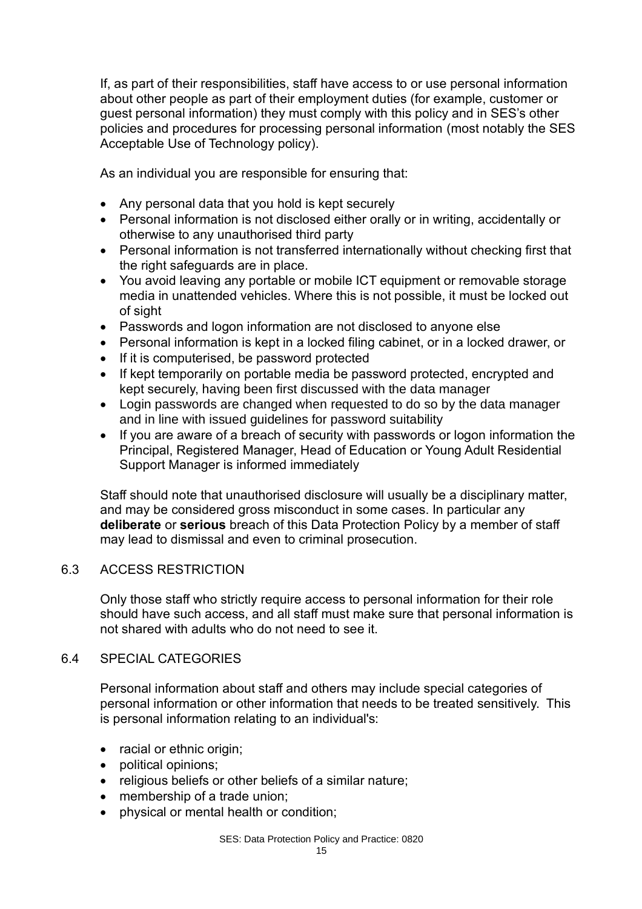If, as part of their responsibilities, staff have access to or use personal information about other people as part of their employment duties (for example, customer or guest personal information) they must comply with this policy and in SES's other policies and procedures for processing personal information (most notably the SES Acceptable Use of Technology policy).

As an individual you are responsible for ensuring that:

- Any personal data that you hold is kept securely
- Personal information is not disclosed either orally or in writing, accidentally or otherwise to any unauthorised third party
- Personal information is not transferred internationally without checking first that the right safeguards are in place.
- You avoid leaving any portable or mobile ICT equipment or removable storage media in unattended vehicles. Where this is not possible, it must be locked out of sight
- Passwords and logon information are not disclosed to anyone else
- Personal information is kept in a locked filing cabinet, or in a locked drawer, or
- If it is computerised, be password protected
- If kept temporarily on portable media be password protected, encrypted and kept securely, having been first discussed with the data manager
- Login passwords are changed when requested to do so by the data manager and in line with issued guidelines for password suitability
- If you are aware of a breach of security with passwords or logon information the Principal, Registered Manager, Head of Education or Young Adult Residential Support Manager is informed immediately

Staff should note that unauthorised disclosure will usually be a disciplinary matter, and may be considered gross misconduct in some cases. In particular any **deliberate** or **serious** breach of this Data Protection Policy by a member of staff may lead to dismissal and even to criminal prosecution.

## 6.3 ACCESS RESTRICTION

Only those staff who strictly require access to personal information for their role should have such access, and all staff must make sure that personal information is not shared with adults who do not need to see it.

## 6.4 SPECIAL CATEGORIES

Personal information about staff and others may include special categories of personal information or other information that needs to be treated sensitively. This is personal information relating to an individual's:

- racial or ethnic origin;
- political opinions;
- religious beliefs or other beliefs of a similar nature;
- membership of a trade union;
- physical or mental health or condition;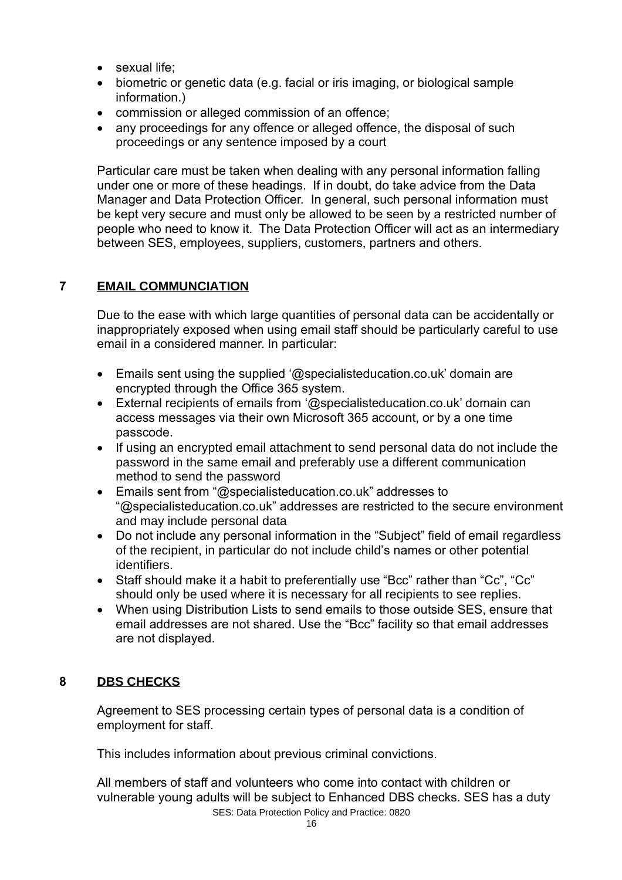- sexual life;
- biometric or genetic data (e.g. facial or iris imaging, or biological sample information.)
- commission or alleged commission of an offence;
- any proceedings for any offence or alleged offence, the disposal of such proceedings or any sentence imposed by a court

Particular care must be taken when dealing with any personal information falling under one or more of these headings. If in doubt, do take advice from the Data Manager and Data Protection Officer. In general, such personal information must be kept very secure and must only be allowed to be seen by a restricted number of people who need to know it. The Data Protection Officer will act as an intermediary between SES, employees, suppliers, customers, partners and others.

## 7 EMAIL COMMUNCIATION

Due to the ease with which large quantities of personal data can be accidentally or inappropriately exposed when using email staff should be particularly careful to use email in a considered manner. In particular:

- Emails sent using the supplied '@specialisteducation.co.uk' domain are encrypted through the Office 365 system.
- External recipients of emails from '@specialisteducation.co.uk' domain can access messages via their own Microsoft 365 account, or by a one time passcode.
- If using an encrypted email attachment to send personal data do not include the password in the same email and preferably use a different communication method to send the password
- Emails sent from "@specialisteducation.co.uk" addresses to "@specialisteducation.co.uk" addresses are restricted to the secure environment and may include personal data
- Do not include any personal information in the "Subject" field of email regardless of the recipient, in particular do not include child's names or other potential identifiers.
- Staff should make it a habit to preferentially use "Bcc" rather than "Cc", "Cc" should only be used where it is necessary for all recipients to see replies.
- When using Distribution Lists to send emails to those outside SES, ensure that email addresses are not shared. Use the "Bcc" facility so that email addresses are not displayed.

## 8 DBS CHECKS

Agreement to SES processing certain types of personal data is a condition of employment for staff.

This includes information about previous criminal convictions.

All members of staff and volunteers who come into contact with children or vulnerable young adults will be subject to Enhanced DBS checks. SES has a duty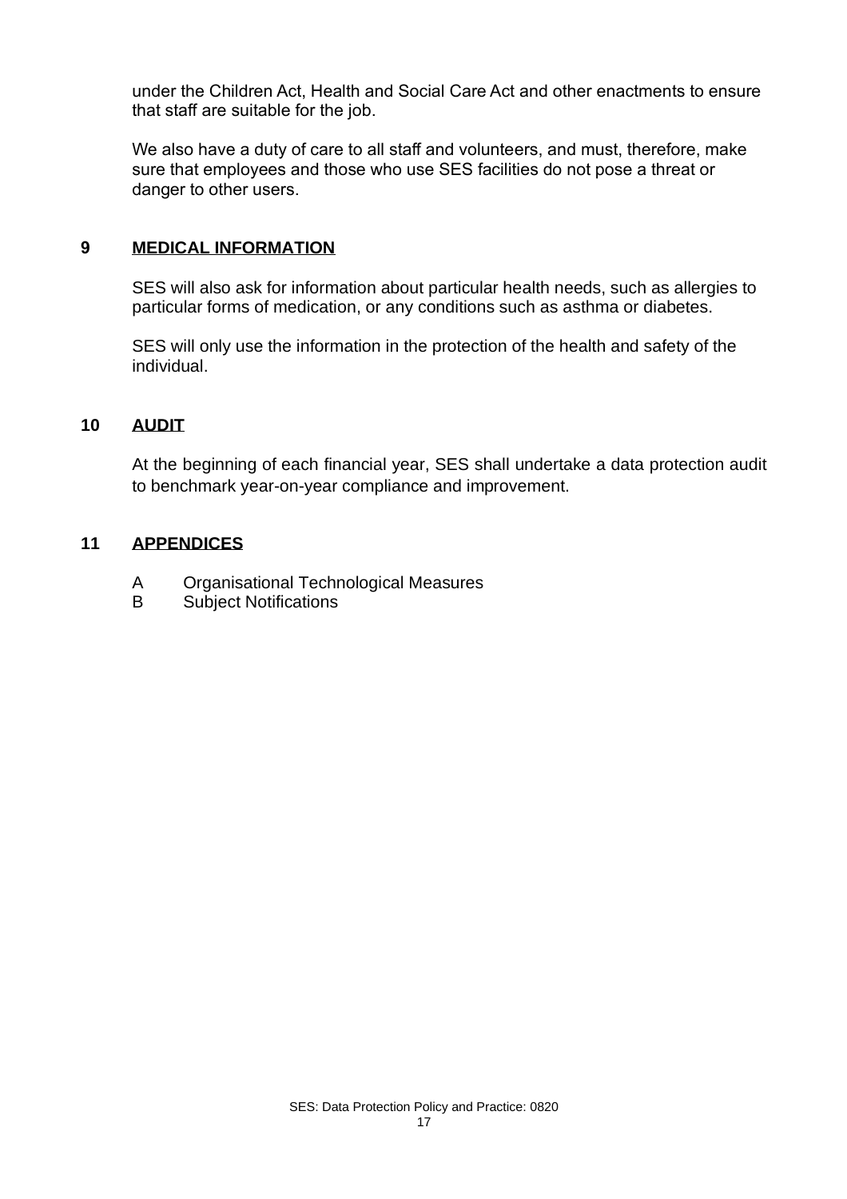under the Children Act, Health and Social Care Act and other enactments to ensure that staff are suitable for the job.

We also have a duty of care to all staff and volunteers, and must, therefore, make sure that employees and those who use SES facilities do not pose a threat or danger to other users.

## 9 MEDICAL INFORMATION

SES will also ask for information about particular health needs, such as allergies to particular forms of medication, or any conditions such as asthma or diabetes.

SES will only use the information in the protection of the health and safety of the individual.

## 10 AUDIT

At the beginning of each financial year, SES shall undertake a data protection audit to benchmark year-on-year compliance and improvement.

## 11 APPENDICES

A Organisational Technological Measures
B Subject Notifications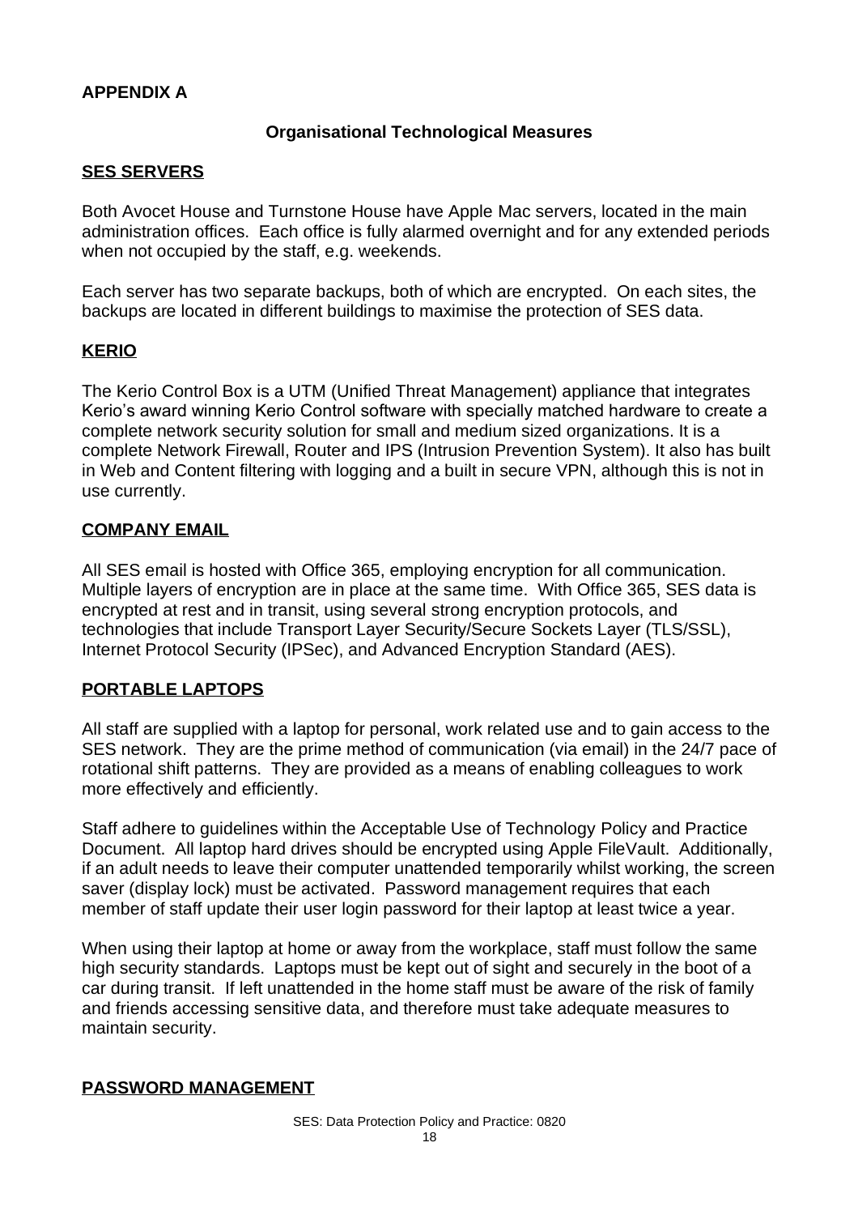## APPENDIX A

### Organisational Technological Measures

**SES SERVERS**

Both Avocet House and Turnstone House have Apple Mac servers, located in the main administration offices. Each office is fully alarmed overnight and for any extended periods when not occupied by the staff, e.g. weekends.

Each server has two separate backups, both of which are encrypted. On each sites, the backups are located in different buildings to maximise the protection of SES data.

**KERIO**

The Kerio Control Box is a UTM (Unified Threat Management) appliance that integrates Kerio's award winning Kerio Control software with specially matched hardware to create a complete network security solution for small and medium sized organizations. It is a complete Network Firewall, Router and IPS (Intrusion Prevention System). It also has built in Web and Content filtering with logging and a built in secure VPN, although this is not in use currently.

**COMPANY EMAIL**

All SES email is hosted with Office 365, employing encryption for all communication. Multiple layers of encryption are in place at the same time. With Office 365, SES data is encrypted at rest and in transit, using several strong encryption protocols, and technologies that include Transport Layer Security/Secure Sockets Layer (TLS/SSL), Internet Protocol Security (IPSec), and Advanced Encryption Standard (AES).

**PORTABLE LAPTOPS**

All staff are supplied with a laptop for personal, work related use and to gain access to the SES network. They are the prime method of communication (via email) in the 24/7 pace of rotational shift patterns. They are provided as a means of enabling colleagues to work more effectively and efficiently.

Staff adhere to guidelines within the Acceptable Use of Technology Policy and Practice Document. All laptop hard drives should be encrypted using Apple FileVault. Additionally, if an adult needs to leave their computer unattended temporarily whilst working, the screen saver (display lock) must be activated. Password management requires that each member of staff update their user login password for their laptop at least twice a year.

When using their laptop at home or away from the workplace, staff must follow the same high security standards. Laptops must be kept out of sight and securely in the boot of a car during transit. If left unattended in the home staff must be aware of the risk of family and friends accessing sensitive data, and therefore must take adequate measures to maintain security.

**PASSWORD MANAGEMENT**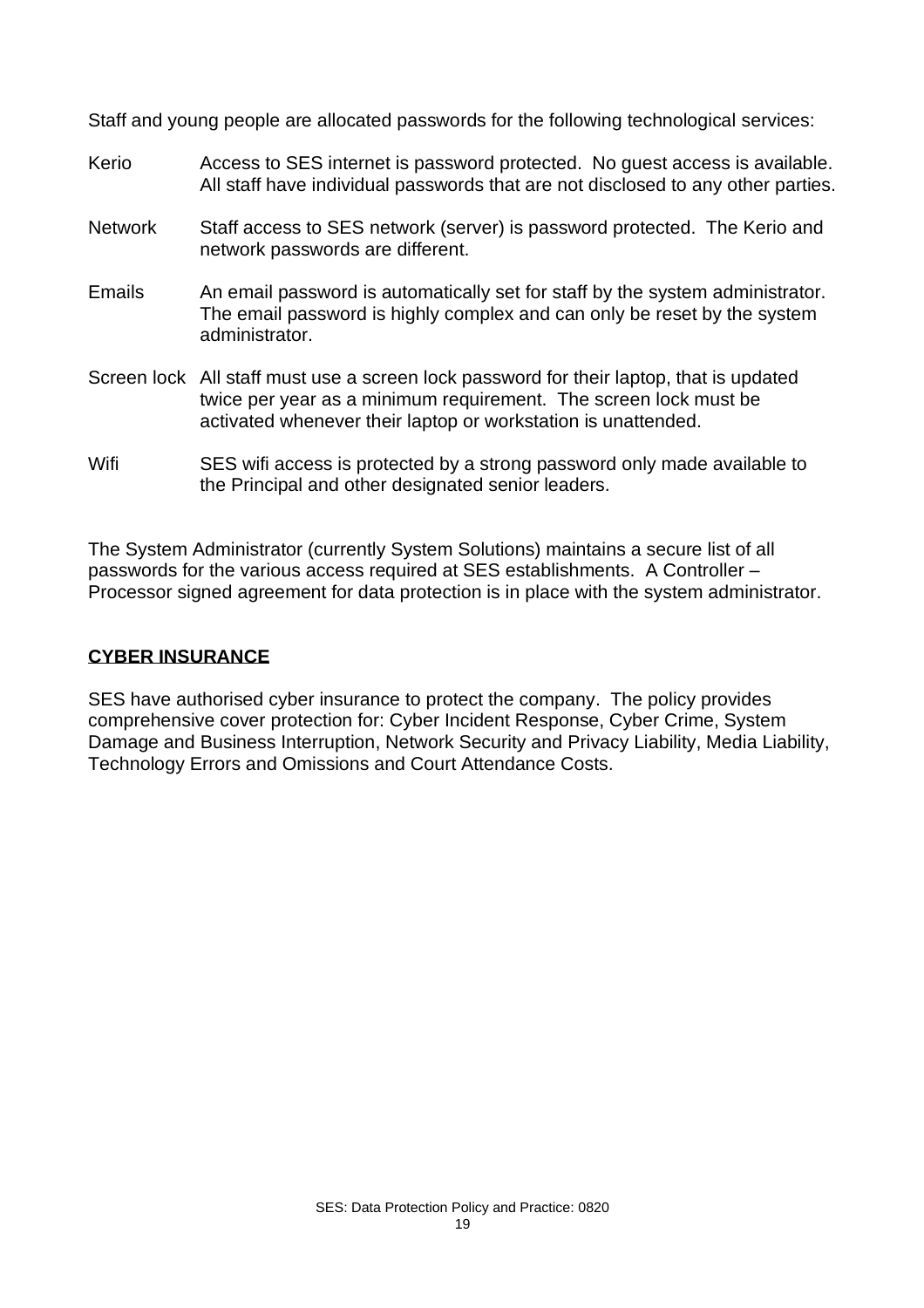Staff and young people are allocated passwords for the following technological services:

| | |
|---|---|
| Kerio | Access to SES internet is password protected. No guest access is available. All staff have individual passwords that are not disclosed to any other parties. |
| Network | Staff access to SES network (server) is password protected. The Kerio and network passwords are different. |
| Emails | An email password is automatically set for staff by the system administrator. The email password is highly complex and can only be reset by the system administrator. |
| Screen lock | All staff must use a screen lock password for their laptop, that is updated twice per year as a minimum requirement. The screen lock must be activated whenever their laptop or workstation is unattended. |
| Wifi | SES wifi access is protected by a strong password only made available to the Principal and other designated senior leaders. |

The System Administrator (currently System Solutions) maintains a secure list of all passwords for the various access required at SES establishments. A Controller – Processor signed agreement for data protection is in place with the system administrator.

## CYBER INSURANCE

SES have authorised cyber insurance to protect the company. The policy provides comprehensive cover protection for: Cyber Incident Response, Cyber Crime, System Damage and Business Interruption, Network Security and Privacy Liability, Media Liability, Technology Errors and Omissions and Court Attendance Costs.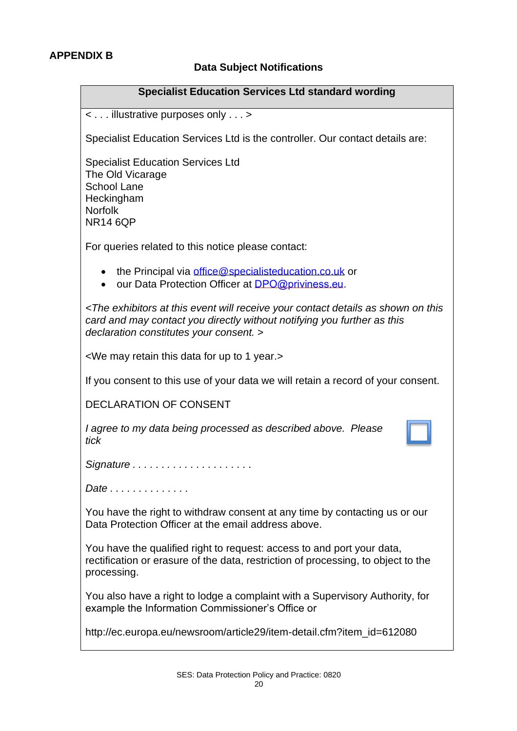**APPENDIX B**

## Data Subject Notifications

| Specialist Education Services Ltd standard wording |
|---|
| < . . . illustrative purposes only . . . > |
| Specialist Education Services Ltd is the controller. Our contact details are:<br><br>Specialist Education Services Ltd<br>The Old Vicarage<br>School Lane<br>Heckingham<br>Norfolk<br>NR14 6QP |
| For queries related to this notice please contact:<br><br>• the Principal via office@specialisteducation.co.uk or<br>• our Data Protection Officer at DPO@priviness.eu. |
| <*The exhibitors at this event will receive your contact details as shown on this card and may contact you directly without notifying you further as this declaration constitutes your consent.* > |
| <We may retain this data for up to 1 year.> |
| If you consent to this use of your data we will retain a record of your consent. |
| DECLARATION OF CONSENT |
| *I agree to my data being processed as described above. Please tick* ☐ |
| *Signature . . . . . . . . . . . . . . . . . . . . .* |
| *Date . . . . . . . . . . . . . .* |
| You have the right to withdraw consent at any time by contacting us or our Data Protection Officer at the email address above. |
| You have the qualified right to request: access to and port your data, rectification or erasure of the data, restriction of processing, to object to the processing. |
| You also have a right to lodge a complaint with a Supervisory Authority, for example the Information Commissioner's Office or |
| http://ec.europa.eu/newsroom/article29/item-detail.cfm?item_id=612080 |

SES: Data Protection Policy and Practice: 0820